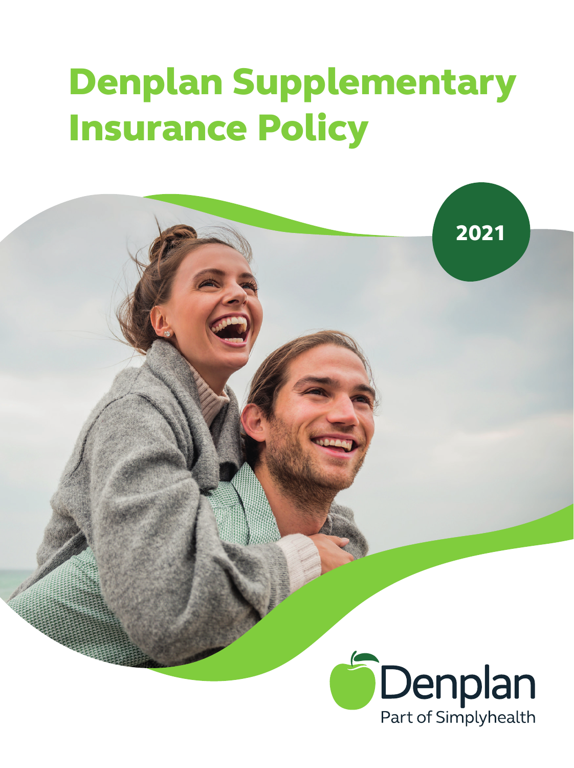# Denplan Supplementary Insurance Policy

2021

Denplan

Part of Simplyhealth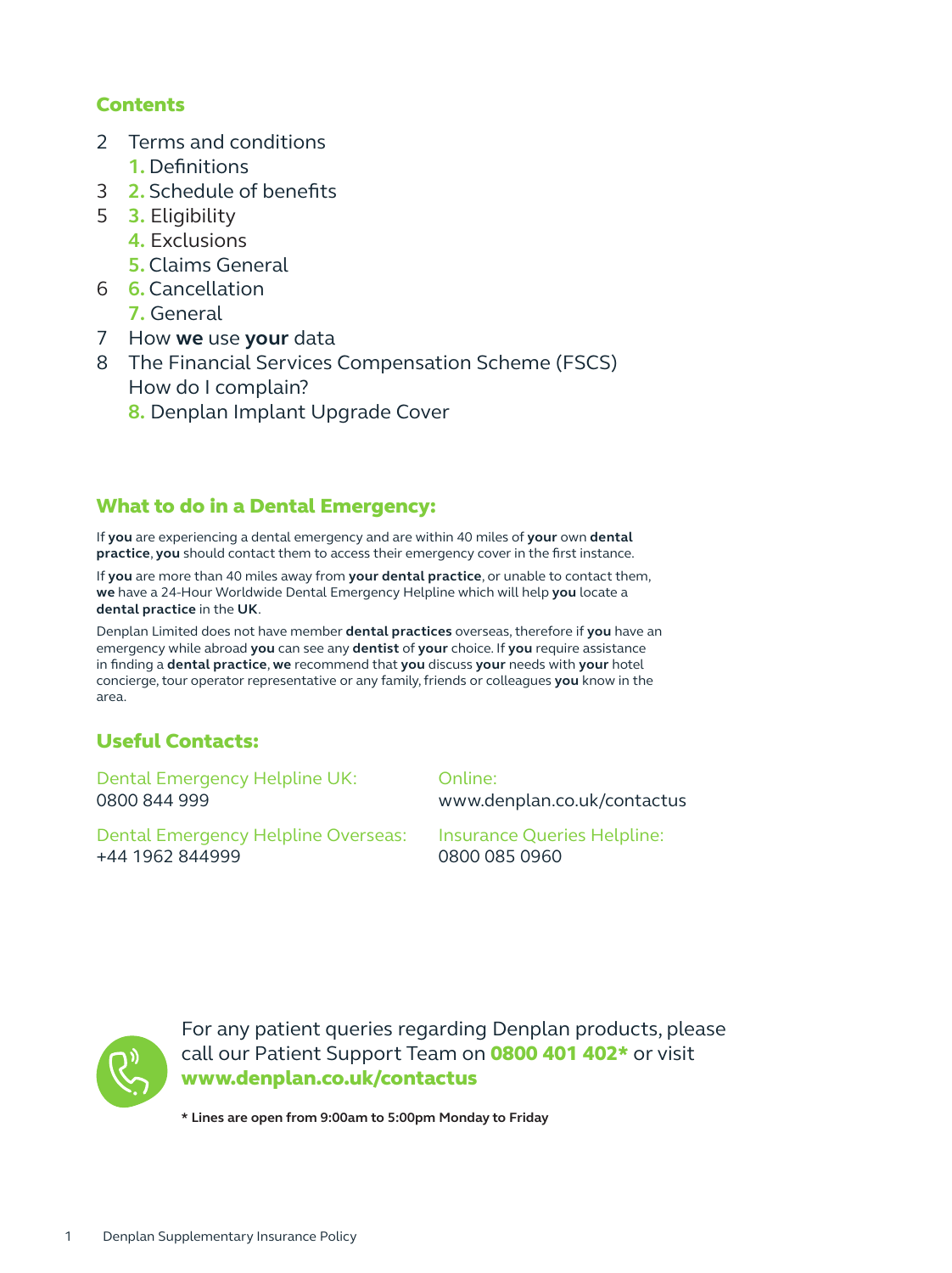## Contents

2 Terms and conditions
  1. Definitions
3 2. Schedule of benefits
5 3. Eligibility
  4. Exclusions
  5. Claims General
6 6. Cancellation
  7. General
7 How **we** use **your** data
8 The Financial Services Compensation Scheme (FSCS)
  How do I complain?
  8. Denplan Implant Upgrade Cover

## What to do in a Dental Emergency:

If **you** are experiencing a dental emergency and are within 40 miles of **your** own **dental practice**, **you** should contact them to access their emergency cover in the first instance.

If **you** are more than 40 miles away from **your dental practice**, or unable to contact them, **we** have a 24-Hour Worldwide Dental Emergency Helpline which will help **you** locate a **dental practice** in the **UK**.

Denplan Limited does not have member **dental practices** overseas, therefore if **you** have an emergency while abroad **you** can see any **dentist** of **your** choice. If **you** require assistance in finding a **dental practice**, **we** recommend that **you** discuss **your** needs with **your** hotel concierge, tour operator representative or any family, friends or colleagues **you** know in the area.

## Useful Contacts:

Dental Emergency Helpline UK:
0800 844 999

Dental Emergency Helpline Overseas:
+44 1962 844999

Online:
www.denplan.co.uk/contactus

Insurance Queries Helpline:
0800 085 0960

For any patient queries regarding Denplan products, please call our Patient Support Team on **0800 401 402*** or visit **www.denplan.co.uk/contactus**

**\* Lines are open from 9:00am to 5:00pm Monday to Friday**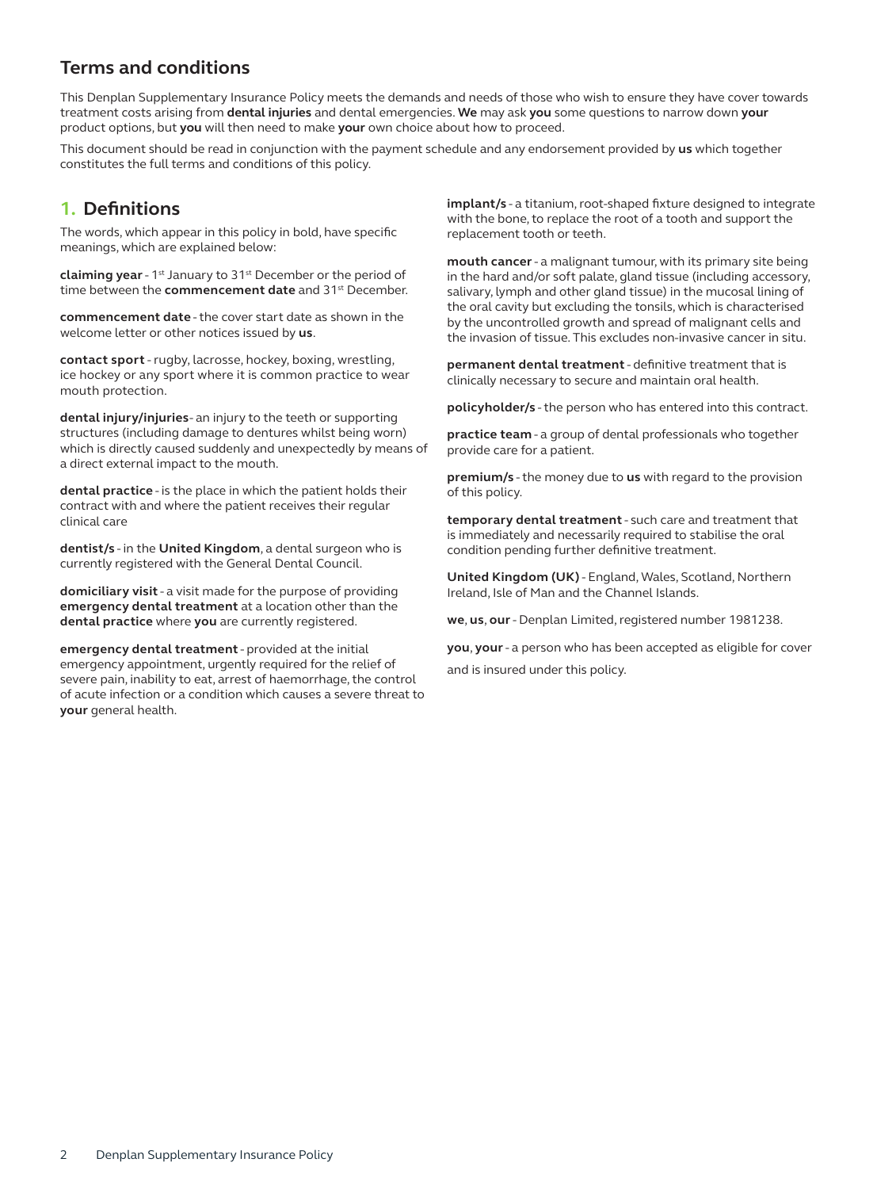## Terms and conditions

This Denplan Supplementary Insurance Policy meets the demands and needs of those who wish to ensure they have cover towards treatment costs arising from **dental injuries** and dental emergencies. **We** may ask **you** some questions to narrow down **your** product options, but **you** will then need to make **your** own choice about how to proceed.

This document should be read in conjunction with the payment schedule and any endorsement provided by **us** which together constitutes the full terms and conditions of this policy.

## 1. Definitions

The words, which appear in this policy in bold, have specific meanings, which are explained below:

**claiming year** - 1st January to 31st December or the period of time between the **commencement date** and 31st December.

**commencement date** - the cover start date as shown in the welcome letter or other notices issued by **us**.

**contact sport** - rugby, lacrosse, hockey, boxing, wrestling, ice hockey or any sport where it is common practice to wear mouth protection.

**dental injury/injuries** - an injury to the teeth or supporting structures (including damage to dentures whilst being worn) which is directly caused suddenly and unexpectedly by means of a direct external impact to the mouth.

**dental practice** - is the place in which the patient holds their contract with and where the patient receives their regular clinical care

**dentist/s** - in the **United Kingdom**, a dental surgeon who is currently registered with the General Dental Council.

**domiciliary visit** - a visit made for the purpose of providing **emergency dental treatment** at a location other than the **dental practice** where **you** are currently registered.

**emergency dental treatment** - provided at the initial emergency appointment, urgently required for the relief of severe pain, inability to eat, arrest of haemorrhage, the control of acute infection or a condition which causes a severe threat to **your** general health.

**implant/s** - a titanium, root-shaped fixture designed to integrate with the bone, to replace the root of a tooth and support the replacement tooth or teeth.

**mouth cancer** - a malignant tumour, with its primary site being in the hard and/or soft palate, gland tissue (including accessory, salivary, lymph and other gland tissue) in the mucosal lining of the oral cavity but excluding the tonsils, which is characterised by the uncontrolled growth and spread of malignant cells and the invasion of tissue. This excludes non-invasive cancer in situ.

**permanent dental treatment** - definitive treatment that is clinically necessary to secure and maintain oral health.

**policyholder/s** - the person who has entered into this contract.

**practice team** - a group of dental professionals who together provide care for a patient.

**premium/s** - the money due to **us** with regard to the provision of this policy.

**temporary dental treatment** - such care and treatment that is immediately and necessarily required to stabilise the oral condition pending further definitive treatment.

**United Kingdom (UK)** - England, Wales, Scotland, Northern Ireland, Isle of Man and the Channel Islands.

**we**, **us**, **our** - Denplan Limited, registered number 1981238.

**you**, **your** - a person who has been accepted as eligible for cover and is insured under this policy.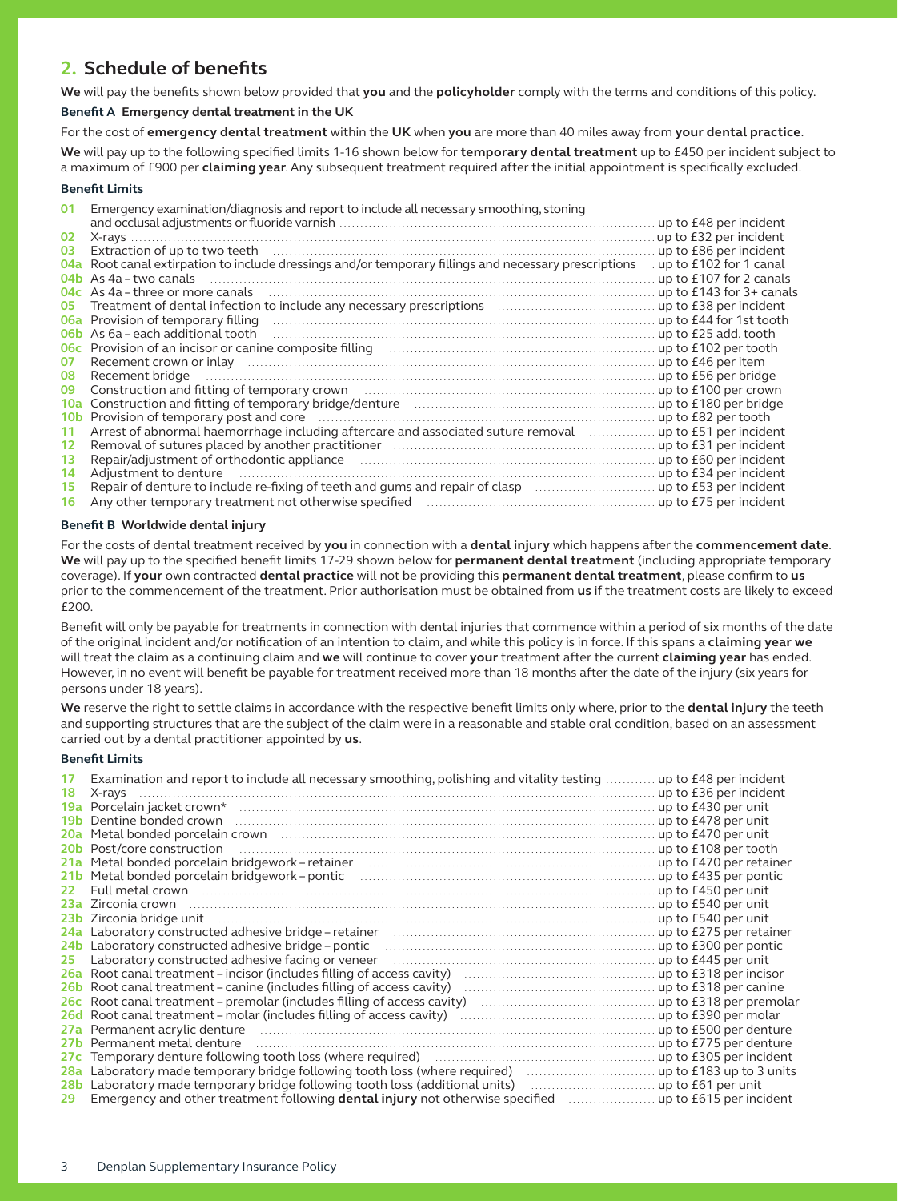## 2. Schedule of benefits

**We** will pay the benefits shown below provided that **you** and the **policyholder** comply with the terms and conditions of this policy.

### Benefit A Emergency dental treatment in the UK

For the cost of **emergency dental treatment** within the **UK** when **you** are more than 40 miles away from **your dental practice**.

**We** will pay up to the following specified limits 1-16 shown below for **temporary dental treatment** up to £450 per incident subject to a maximum of £900 per **claiming year**. Any subsequent treatment required after the initial appointment is specifically excluded.

#### Benefit Limits

| No. | Treatment | Limit |
|---|---|---|
| 01 | Emergency examination/diagnosis and report to include all necessary smoothing, stoning and occlusal adjustments or fluoride varnish | up to £48 per incident |
| 02 | X-rays | up to £32 per incident |
| 03 | Extraction of up to two teeth | up to £86 per incident |
| 04a | Root canal extirpation to include dressings and/or temporary fillings and necessary prescriptions | up to £102 for 1 canal |
| 04b | As 4a – two canals | up to £107 for 2 canals |
| 04c | As 4a – three or more canals | up to £143 for 3+ canals |
| 05 | Treatment of dental infection to include any necessary prescriptions | up to £38 per incident |
| 06a | Provision of temporary filling | up to £44 for 1st tooth |
| 06b | As 6a – each additional tooth | up to £25 add. tooth |
| 06c | Provision of an incisor or canine composite filling | up to £102 per tooth |
| 07 | Recement crown or inlay | up to £46 per item |
| 08 | Recement bridge | up to £56 per bridge |
| 09 | Construction and fitting of temporary crown | up to £100 per crown |
| 10a | Construction and fitting of temporary bridge/denture | up to £180 per bridge |
| 10b | Provision of temporary post and core | up to £82 per tooth |
| 11 | Arrest of abnormal haemorrhage including aftercare and associated suture removal | up to £51 per incident |
| 12 | Removal of sutures placed by another practitioner | up to £31 per incident |
| 13 | Repair/adjustment of orthodontic appliance | up to £60 per incident |
| 14 | Adjustment to denture | up to £34 per incident |
| 15 | Repair of denture to include re-fixing of teeth and gums and repair of clasp | up to £53 per incident |
| 16 | Any other temporary treatment not otherwise specified | up to £75 per incident |

### Benefit B Worldwide dental injury

For the costs of dental treatment received by **you** in connection with a **dental injury** which happens after the **commencement date**. **We** will pay up to the specified benefit limits 17-29 shown below for **permanent dental treatment** (including appropriate temporary coverage). If **your** own contracted **dental practice** will not be providing this **permanent dental treatment**, please confirm to **us** prior to the commencement of the treatment. Prior authorisation must be obtained from **us** if the treatment costs are likely to exceed £200.

Benefit will only be payable for treatments in connection with dental injuries that commence within a period of six months of the date of the original incident and/or notification of an intention to claim, and while this policy is in force. If this spans a **claiming year we** will treat the claim as a continuing claim and **we** will continue to cover **your** treatment after the current **claiming year** has ended. However, in no event will benefit be payable for treatment received more than 18 months after the date of the injury (six years for persons under 18 years).

**We** reserve the right to settle claims in accordance with the respective benefit limits only where, prior to the **dental injury** the teeth and supporting structures that are the subject of the claim were in a reasonable and stable oral condition, based on an assessment carried out by a dental practitioner appointed by **us**.

#### Benefit Limits

| No. | Treatment | Limit |
|---|---|---|
| 17 | Examination and report to include all necessary smoothing, polishing and vitality testing | up to £48 per incident |
| 18 | X-rays | up to £36 per incident |
| 19a | Porcelain jacket crown* | up to £430 per unit |
| 19b | Dentine bonded crown | up to £478 per unit |
| 20a | Metal bonded porcelain crown | up to £470 per unit |
| 20b | Post/core construction | up to £108 per tooth |
| 21a | Metal bonded porcelain bridgework – retainer | up to £470 per retainer |
| 21b | Metal bonded porcelain bridgework – pontic | up to £435 per pontic |
| 22 | Full metal crown | up to £450 per unit |
| 23a | Zirconia crown | up to £540 per unit |
| 23b | Zirconia bridge unit | up to £540 per unit |
| 24a | Laboratory constructed adhesive bridge – retainer | up to £275 per retainer |
| 24b | Laboratory constructed adhesive bridge – pontic | up to £300 per pontic |
| 25 | Laboratory constructed adhesive facing or veneer | up to £445 per unit |
| 26a | Root canal treatment – incisor (includes filling of access cavity) | up to £318 per incisor |
| 26b | Root canal treatment – canine (includes filling of access cavity) | up to £318 per canine |
| 26c | Root canal treatment – premolar (includes filling of access cavity) | up to £318 per premolar |
| 26d | Root canal treatment – molar (includes filling of access cavity) | up to £390 per molar |
| 27a | Permanent acrylic denture | up to £500 per denture |
| 27b | Permanent metal denture | up to £775 per denture |
| 27c | Temporary denture following tooth loss (where required) | up to £305 per incident |
| 28a | Laboratory made temporary bridge following tooth loss (where required) | up to £183 up to 3 units |
| 28b | Laboratory made temporary bridge following tooth loss (additional units) | up to £61 per unit |
| 29 | Emergency and other treatment following **dental injury** not otherwise specified | up to £615 per incident |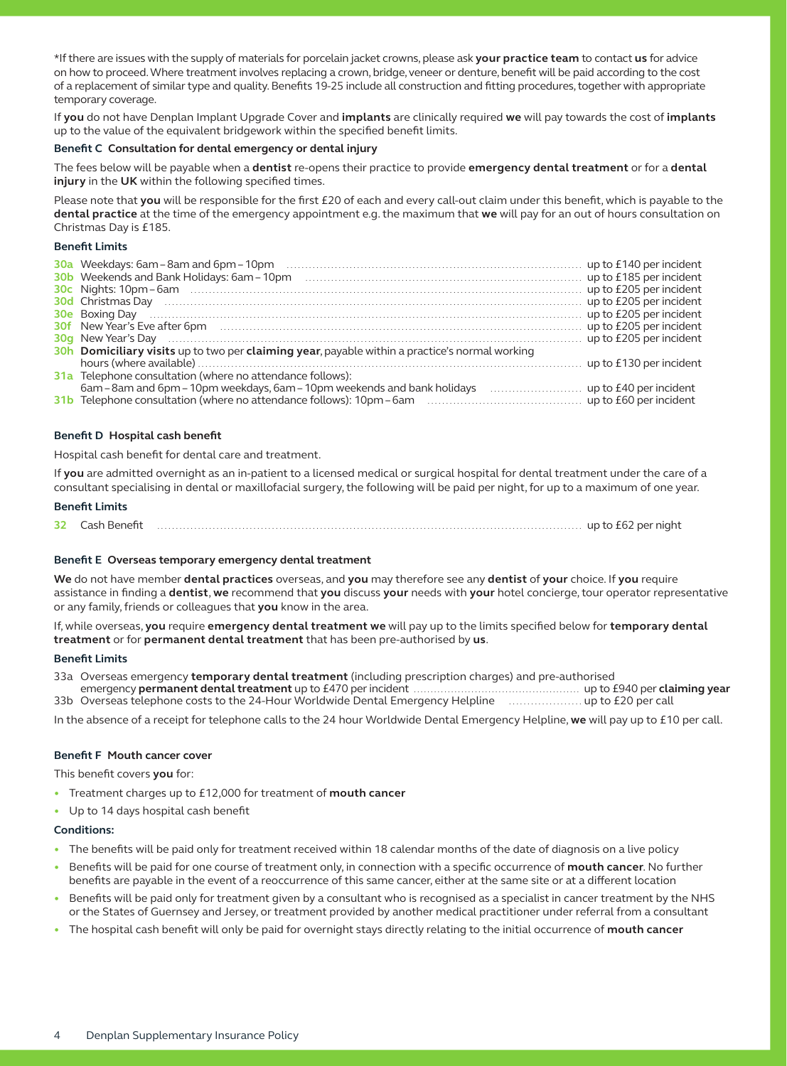*If there are issues with the supply of materials for porcelain jacket crowns, please ask **your practice team** to contact **us** for advice on how to proceed. Where treatment involves replacing a crown, bridge, veneer or denture, benefit will be paid according to the cost of a replacement of similar type and quality. Benefits 19-25 include all construction and fitting procedures, together with appropriate temporary coverage.

If **you** do not have Denplan Implant Upgrade Cover and **implants** are clinically required **we** will pay towards the cost of **implants** up to the value of the equivalent bridgework within the specified benefit limits.

#### Benefit C Consultation for dental emergency or dental injury

The fees below will be payable when a **dentist** re-opens their practice to provide **emergency dental treatment** or for a **dental injury** in the **UK** within the following specified times.

Please note that **you** will be responsible for the first £20 of each and every call-out claim under this benefit, which is payable to the **dental practice** at the time of the emergency appointment e.g. the maximum that **we** will pay for an out of hours consultation on Christmas Day is £185.

#### Benefit Limits

| | | |
|---|---|---|
| 30a | Weekdays: 6am – 8am and 6pm – 10pm | up to £140 per incident |
| 30b | Weekends and Bank Holidays: 6am – 10pm | up to £185 per incident |
| 30c | Nights: 10pm – 6am | up to £205 per incident |
| 30d | Christmas Day | up to £205 per incident |
| 30e | Boxing Day | up to £205 per incident |
| 30f | New Year's Eve after 6pm | up to £205 per incident |
| 30g | New Year's Day | up to £205 per incident |
| 30h | **Domiciliary visits** up to two per **claiming year**, payable within a practice's normal working hours (where available) | up to £130 per incident |
| 31a | Telephone consultation (where no attendance follows): 6am – 8am and 6pm – 10pm weekdays, 6am – 10pm weekends and bank holidays | up to £40 per incident |
| 31b | Telephone consultation (where no attendance follows): 10pm – 6am | up to £60 per incident |

#### Benefit D Hospital cash benefit

Hospital cash benefit for dental care and treatment.

If **you** are admitted overnight as an in-patient to a licensed medical or surgical hospital for dental treatment under the care of a consultant specialising in dental or maxillofacial surgery, the following will be paid per night, for up to a maximum of one year.

#### Benefit Limits

| | | |
|---|---|---|
| 32 | Cash Benefit | up to £62 per night |

#### Benefit E Overseas temporary emergency dental treatment

**We** do not have member **dental practices** overseas, and **you** may therefore see any **dentist** of **your** choice. If **you** require assistance in finding a **dentist**, **we** recommend that **you** discuss **your** needs with **your** hotel concierge, tour operator representative or any family, friends or colleagues that **you** know in the area.

If, while overseas, **you** require **emergency dental treatment** **we** will pay up to the limits specified below for **temporary dental treatment** or for **permanent dental treatment** that has been pre-authorised by **us**.

#### Benefit Limits

| | | |
|---|---|---|
| 33a | Overseas emergency **temporary dental treatment** (including prescription charges) and pre-authorised emergency **permanent dental treatment** up to £470 per incident | up to £940 per **claiming year** |
| 33b | Overseas telephone costs to the 24-Hour Worldwide Dental Emergency Helpline | up to £20 per call |

In the absence of a receipt for telephone calls to the 24 hour Worldwide Dental Emergency Helpline, **we** will pay up to £10 per call.

#### Benefit F Mouth cancer cover

This benefit covers **you** for:

- Treatment charges up to £12,000 for treatment of **mouth cancer**
- Up to 14 days hospital cash benefit

**Conditions:**

- The benefits will be paid only for treatment received within 18 calendar months of the date of diagnosis on a live policy
- Benefits will be paid for one course of treatment only, in connection with a specific occurrence of **mouth cancer**. No further benefits are payable in the event of a reoccurrence of this same cancer, either at the same site or at a different location
- Benefits will be paid only for treatment given by a consultant who is recognised as a specialist in cancer treatment by the NHS or the States of Guernsey and Jersey, or treatment provided by another medical practitioner under referral from a consultant
- The hospital cash benefit will only be paid for overnight stays directly relating to the initial occurrence of **mouth cancer**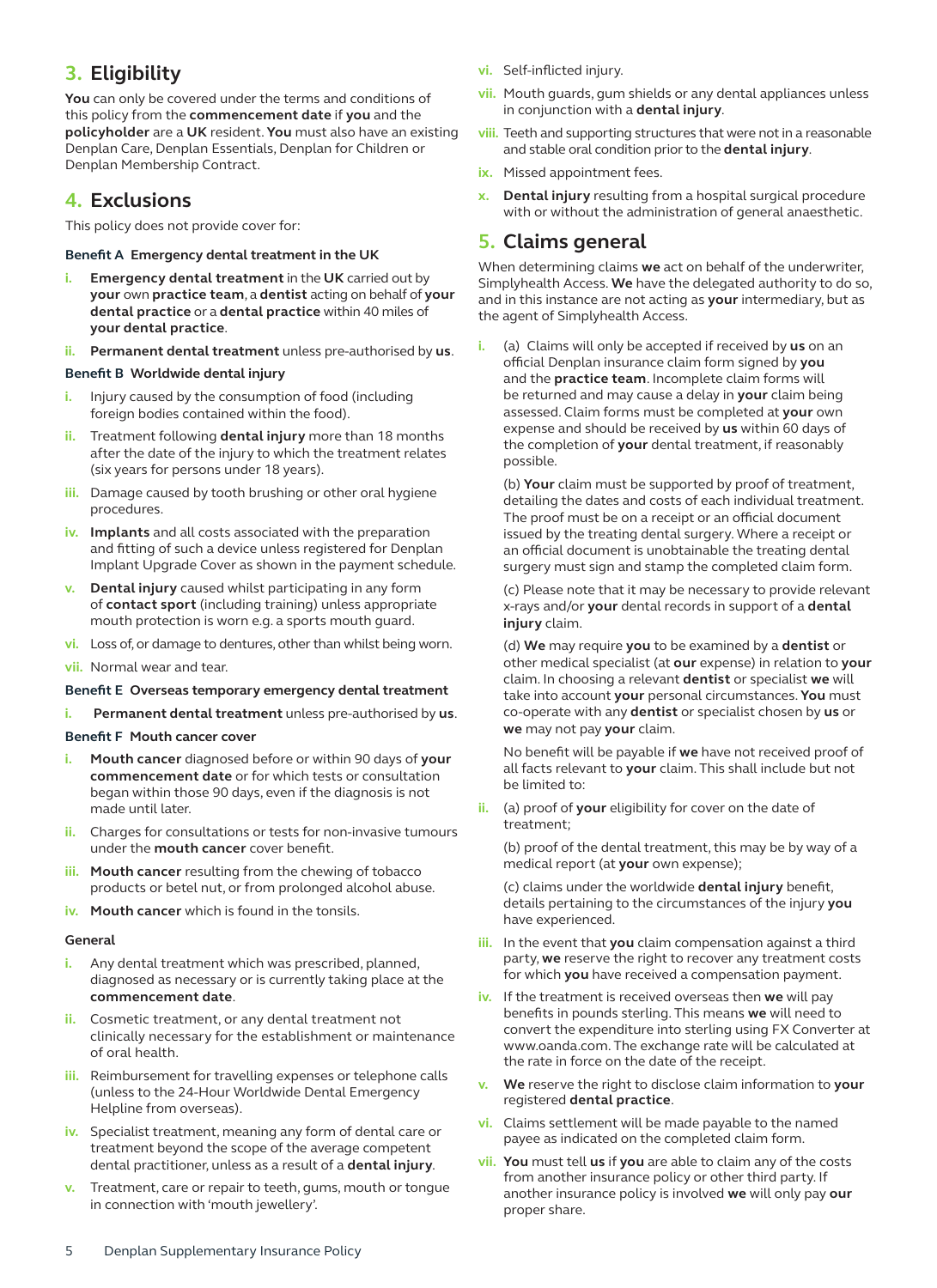## 3. Eligibility

**You** can only be covered under the terms and conditions of this policy from the **commencement date** if **you** and the **policyholder** are a **UK** resident. **You** must also have an existing Denplan Care, Denplan Essentials, Denplan for Children or Denplan Membership Contract.

## 4. Exclusions

This policy does not provide cover for:

### Benefit A Emergency dental treatment in the UK

i. **Emergency dental treatment** in the **UK** carried out by **your** own **practice team**, a **dentist** acting on behalf of **your dental practice** or a **dental practice** within 40 miles of **your dental practice**.

ii. **Permanent dental treatment** unless pre-authorised by **us**.

### Benefit B Worldwide dental injury

i. Injury caused by the consumption of food (including foreign bodies contained within the food).

ii. Treatment following **dental injury** more than 18 months after the date of the injury to which the treatment relates (six years for persons under 18 years).

iii. Damage caused by tooth brushing or other oral hygiene procedures.

iv. **Implants** and all costs associated with the preparation and fitting of such a device unless registered for Denplan Implant Upgrade Cover as shown in the payment schedule.

v. **Dental injury** caused whilst participating in any form of **contact sport** (including training) unless appropriate mouth protection is worn e.g. a sports mouth guard.

vi. Loss of, or damage to dentures, other than whilst being worn.

vii. Normal wear and tear.

### Benefit E Overseas temporary emergency dental treatment

i. **Permanent dental treatment** unless pre-authorised by **us**.

### Benefit F Mouth cancer cover

i. **Mouth cancer** diagnosed before or within 90 days of **your commencement date** or for which tests or consultation began within those 90 days, even if the diagnosis is not made until later.

ii. Charges for consultations or tests for non-invasive tumours under the **mouth cancer** cover benefit.

iii. **Mouth cancer** resulting from the chewing of tobacco products or betel nut, or from prolonged alcohol abuse.

iv. **Mouth cancer** which is found in the tonsils.

### General

i. Any dental treatment which was prescribed, planned, diagnosed as necessary or is currently taking place at the **commencement date**.

ii. Cosmetic treatment, or any dental treatment not clinically necessary for the establishment or maintenance of oral health.

iii. Reimbursement for travelling expenses or telephone calls (unless to the 24-Hour Worldwide Dental Emergency Helpline from overseas).

iv. Specialist treatment, meaning any form of dental care or treatment beyond the scope of the average competent dental practitioner, unless as a result of a **dental injury**.

v. Treatment, care or repair to teeth, gums, mouth or tongue in connection with 'mouth jewellery'.

vi. Self-inflicted injury.

vii. Mouth guards, gum shields or any dental appliances unless in conjunction with a **dental injury**.

viii. Teeth and supporting structures that were not in a reasonable and stable oral condition prior to the **dental injury**.

ix. Missed appointment fees.

x. **Dental injury** resulting from a hospital surgical procedure with or without the administration of general anaesthetic.

## 5. Claims general

When determining claims **we** act on behalf of the underwriter, Simplyhealth Access. **We** have the delegated authority to do so, and in this instance are not acting as **your** intermediary, but as the agent of Simplyhealth Access.

i. (a) Claims will only be accepted if received by **us** on an official Denplan insurance claim form signed by **you** and the **practice team**. Incomplete claim forms will be returned and may cause a delay in **your** claim being assessed. Claim forms must be completed at **your** own expense and should be received by **us** within 60 days of the completion of **your** dental treatment, if reasonably possible.

(b) **Your** claim must be supported by proof of treatment, detailing the dates and costs of each individual treatment. The proof must be on a receipt or an official document issued by the treating dental surgery. Where a receipt or an official document is unobtainable the treating dental surgery must sign and stamp the completed claim form.

(c) Please note that it may be necessary to provide relevant x-rays and/or **your** dental records in support of a **dental injury** claim.

(d) **We** may require **you** to be examined by a **dentist** or other medical specialist (at **our** expense) in relation to **your** claim. In choosing a relevant **dentist** or specialist **we** will take into account **your** personal circumstances. **You** must co-operate with any **dentist** or specialist chosen by **us** or **we** may not pay **your** claim.

No benefit will be payable if **we** have not received proof of all facts relevant to **your** claim. This shall include but not be limited to:

ii. (a) proof of **your** eligibility for cover on the date of treatment;

(b) proof of the dental treatment, this may be by way of a medical report (at **your** own expense);

(c) claims under the worldwide **dental injury** benefit, details pertaining to the circumstances of the injury **you** have experienced.

iii. In the event that **you** claim compensation against a third party, **we** reserve the right to recover any treatment costs for which **you** have received a compensation payment.

iv. If the treatment is received overseas then **we** will pay benefits in pounds sterling. This means **we** will need to convert the expenditure into sterling using FX Converter at www.oanda.com. The exchange rate will be calculated at the rate in force on the date of the receipt.

v. **We** reserve the right to disclose claim information to **your** registered **dental practice**.

vi. Claims settlement will be made payable to the named payee as indicated on the completed claim form.

vii. **You** must tell **us** if **you** are able to claim any of the costs from another insurance policy or other third party. If another insurance policy is involved **we** will only pay **our** proper share.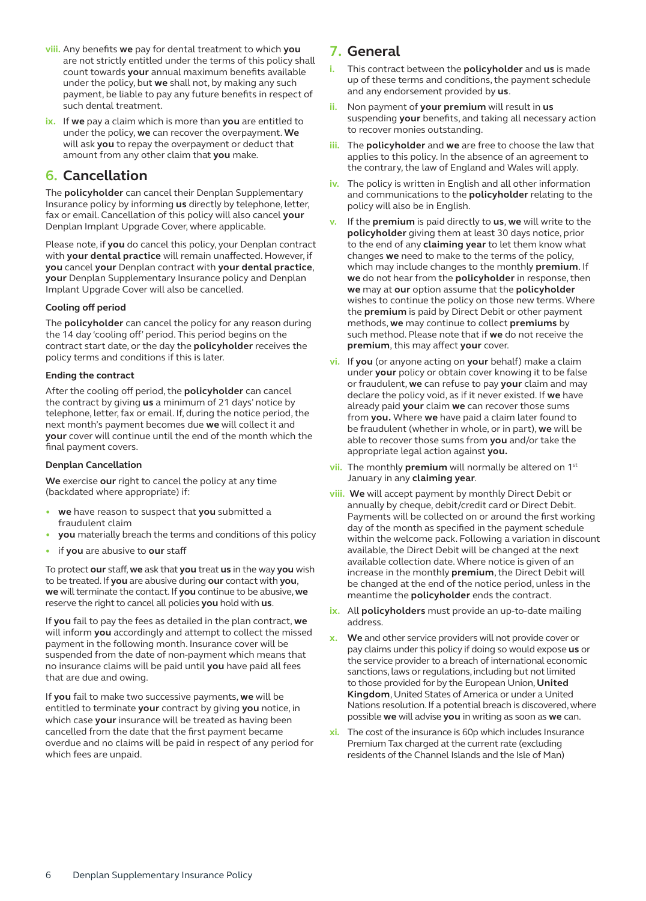viii. Any benefits **we** pay for dental treatment to which **you** are not strictly entitled under the terms of this policy shall count towards **your** annual maximum benefits available under the policy, but **we** shall not, by making any such payment, be liable to pay any future benefits in respect of such dental treatment.

ix. If **we** pay a claim which is more than **you** are entitled to under the policy, **we** can recover the overpayment. **We** will ask **you** to repay the overpayment or deduct that amount from any other claim that **you** make.

## 6. Cancellation

The **policyholder** can cancel their Denplan Supplementary Insurance policy by informing **us** directly by telephone, letter, fax or email. Cancellation of this policy will also cancel **your** Denplan Implant Upgrade Cover, where applicable.

Please note, if **you** do cancel this policy, your Denplan contract with **your dental practice** will remain unaffected. However, if **you** cancel **your** Denplan contract with **your dental practice**, **your** Denplan Supplementary Insurance policy and Denplan Implant Upgrade Cover will also be cancelled.

### Cooling off period

The **policyholder** can cancel the policy for any reason during the 14 day 'cooling off' period. This period begins on the contract start date, or the day the **policyholder** receives the policy terms and conditions if this is later.

### Ending the contract

After the cooling off period, the **policyholder** can cancel the contract by giving **us** a minimum of 21 days' notice by telephone, letter, fax or email. If, during the notice period, the next month's payment becomes due **we** will collect it and **your** cover will continue until the end of the month which the final payment covers.

### Denplan Cancellation

**We** exercise **our** right to cancel the policy at any time (backdated where appropriate) if:

- **we** have reason to suspect that **you** submitted a fraudulent claim
- **you** materially breach the terms and conditions of this policy
- if **you** are abusive to **our** staff

To protect **our** staff, **we** ask that **you** treat **us** in the way **you** wish to be treated. If **you** are abusive during **our** contact with **you**, **we** will terminate the contact. If **you** continue to be abusive, **we** reserve the right to cancel all policies **you** hold with **us**.

If **you** fail to pay the fees as detailed in the plan contract, **we** will inform **you** accordingly and attempt to collect the missed payment in the following month. Insurance cover will be suspended from the date of non-payment which means that no insurance claims will be paid until **you** have paid all fees that are due and owing.

If **you** fail to make two successive payments, **we** will be entitled to terminate **your** contract by giving **you** notice, in which case **your** insurance will be treated as having been cancelled from the date that the first payment became overdue and no claims will be paid in respect of any period for which fees are unpaid.

## 7. General

i. This contract between the **policyholder** and **us** is made up of these terms and conditions, the payment schedule and any endorsement provided by **us**.

ii. Non payment of **your premium** will result in **us** suspending **your** benefits, and taking all necessary action to recover monies outstanding.

iii. The **policyholder** and **we** are free to choose the law that applies to this policy. In the absence of an agreement to the contrary, the law of England and Wales will apply.

iv. The policy is written in English and all other information and communications to the **policyholder** relating to the policy will also be in English.

v. If the **premium** is paid directly to **us**, **we** will write to the **policyholder** giving them at least 30 days notice, prior to the end of any **claiming year** to let them know what changes **we** need to make to the terms of the policy, which may include changes to the monthly **premium**. If **we** do not hear from the **policyholder** in response, then **we** may at **our** option assume that the **policyholder** wishes to continue the policy on those new terms. Where the **premium** is paid by Direct Debit or other payment methods, **we** may continue to collect **premiums** by such method. Please note that if **we** do not receive the **premium**, this may affect **your** cover.

vi. If **you** (or anyone acting on **your** behalf) make a claim under **your** policy or obtain cover knowing it to be false or fraudulent, **we** can refuse to pay **your** claim and may declare the policy void, as if it never existed. If **we** have already paid **your** claim **we** can recover those sums from **you.** Where **we** have paid a claim later found to be fraudulent (whether in whole, or in part), **we** will be able to recover those sums from **you** and/or take the appropriate legal action against **you.**

vii. The monthly **premium** will normally be altered on 1st January in any **claiming year**.

viii. **We** will accept payment by monthly Direct Debit or annually by cheque, debit/credit card or Direct Debit. Payments will be collected on or around the first working day of the month as specified in the payment schedule within the welcome pack. Following a variation in discount available, the Direct Debit will be changed at the next available collection date. Where notice is given of an increase in the monthly **premium**, the Direct Debit will be changed at the end of the notice period, unless in the meantime the **policyholder** ends the contract.

ix. All **policyholders** must provide an up-to-date mailing address.

x. **We** and other service providers will not provide cover or pay claims under this policy if doing so would expose **us** or the service provider to a breach of international economic sanctions, laws or regulations, including but not limited to those provided for by the European Union, **United Kingdom**, United States of America or under a United Nations resolution. If a potential breach is discovered, where possible **we** will advise **you** in writing as soon as **we** can.

xi. The cost of the insurance is 60p which includes Insurance Premium Tax charged at the current rate (excluding residents of the Channel Islands and the Isle of Man)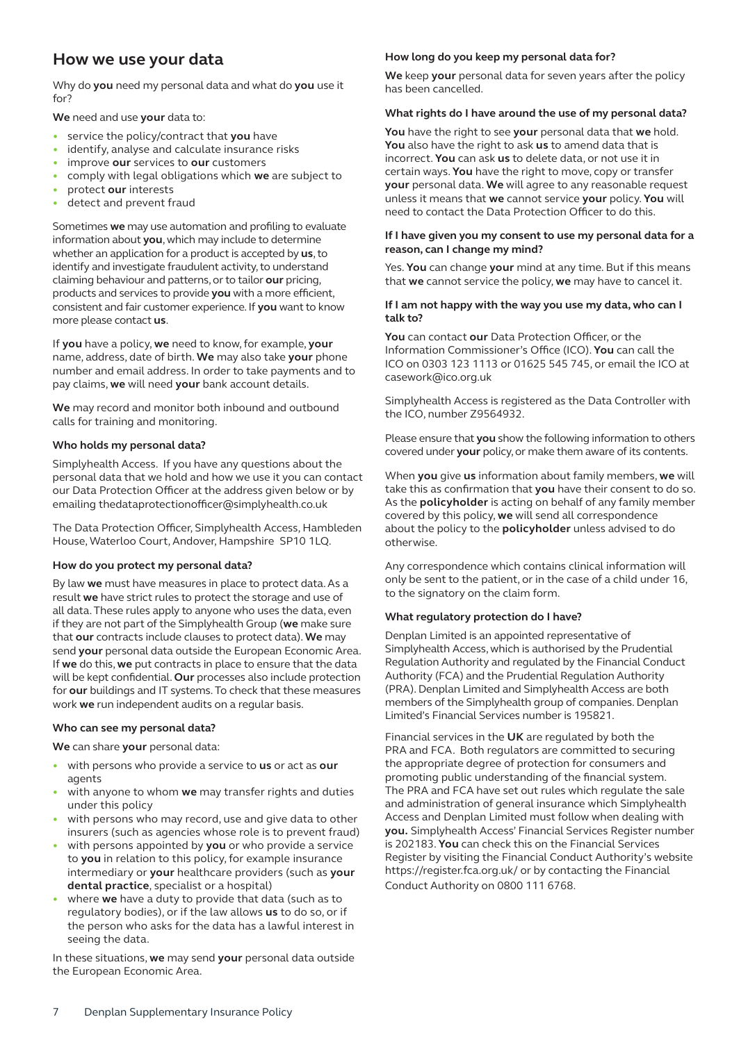## How we use your data

Why do **you** need my personal data and what do **you** use it for?

**We** need and use **your** data to:

- service the policy/contract that **you** have
- identify, analyse and calculate insurance risks
- improve **our** services to **our** customers
- comply with legal obligations which **we** are subject to
- protect **our** interests
- detect and prevent fraud

Sometimes **we** may use automation and profiling to evaluate information about **you**, which may include to determine whether an application for a product is accepted by **us**, to identify and investigate fraudulent activity, to understand claiming behaviour and patterns, or to tailor **our** pricing, products and services to provide **you** with a more efficient, consistent and fair customer experience. If **you** want to know more please contact **us**.

If **you** have a policy, **we** need to know, for example, **your** name, address, date of birth. **We** may also take **your** phone number and email address. In order to take payments and to pay claims, **we** will need **your** bank account details.

**We** may record and monitor both inbound and outbound calls for training and monitoring.

### Who holds my personal data?

Simplyhealth Access. If you have any questions about the personal data that we hold and how we use it you can contact our Data Protection Officer at the address given below or by emailing thedataprotectionofficer@simplyhealth.co.uk

The Data Protection Officer, Simplyhealth Access, Hambleden House, Waterloo Court, Andover, Hampshire SP10 1LQ.

### How do you protect my personal data?

By law **we** must have measures in place to protect data. As a result **we** have strict rules to protect the storage and use of all data. These rules apply to anyone who uses the data, even if they are not part of the Simplyhealth Group (**we** make sure that **our** contracts include clauses to protect data). **We** may send **your** personal data outside the European Economic Area. If **we** do this, **we** put contracts in place to ensure that the data will be kept confidential. **Our** processes also include protection for **our** buildings and IT systems. To check that these measures work **we** run independent audits on a regular basis.

### Who can see my personal data?

**We** can share **your** personal data:

- with persons who provide a service to **us** or act as **our** agents
- with anyone to whom **we** may transfer rights and duties under this policy
- with persons who may record, use and give data to other insurers (such as agencies whose role is to prevent fraud)
- with persons appointed by **you** or who provide a service to **you** in relation to this policy, for example insurance intermediary or **your** healthcare providers (such as **your** **dental practice**, specialist or a hospital)
- where **we** have a duty to provide that data (such as to regulatory bodies), or if the law allows **us** to do so, or if the person who asks for the data has a lawful interest in seeing the data.

In these situations, **we** may send **your** personal data outside the European Economic Area.

### How long do you keep my personal data for?

**We** keep **your** personal data for seven years after the policy has been cancelled.

### What rights do I have around the use of my personal data?

**You** have the right to see **your** personal data that **we** hold. **You** also have the right to ask **us** to amend data that is incorrect. **You** can ask **us** to delete data, or not use it in certain ways. **You** have the right to move, copy or transfer **your** personal data. **We** will agree to any reasonable request unless it means that **we** cannot service **your** policy. **You** will need to contact the Data Protection Officer to do this.

### If I have given you my consent to use my personal data for a reason, can I change my mind?

Yes. **You** can change **your** mind at any time. But if this means that **we** cannot service the policy, **we** may have to cancel it.

### If I am not happy with the way you use my data, who can I talk to?

**You** can contact **our** Data Protection Officer, or the Information Commissioner's Office (ICO). **You** can call the ICO on 0303 123 1113 or 01625 545 745, or email the ICO at casework@ico.org.uk

Simplyhealth Access is registered as the Data Controller with the ICO, number Z9564932.

Please ensure that **you** show the following information to others covered under **your** policy, or make them aware of its contents.

When **you** give **us** information about family members, **we** will take this as confirmation that **you** have their consent to do so. As the **policyholder** is acting on behalf of any family member covered by this policy, **we** will send all correspondence about the policy to the **policyholder** unless advised to do otherwise.

Any correspondence which contains clinical information will only be sent to the patient, or in the case of a child under 16, to the signatory on the claim form.

### What regulatory protection do I have?

Denplan Limited is an appointed representative of Simplyhealth Access, which is authorised by the Prudential Regulation Authority and regulated by the Financial Conduct Authority (FCA) and the Prudential Regulation Authority (PRA). Denplan Limited and Simplyhealth Access are both members of the Simplyhealth group of companies. Denplan Limited's Financial Services number is 195821.

Financial services in the **UK** are regulated by both the PRA and FCA. Both regulators are committed to securing the appropriate degree of protection for consumers and promoting public understanding of the financial system. The PRA and FCA have set out rules which regulate the sale and administration of general insurance which Simplyhealth Access and Denplan Limited must follow when dealing with **you.** Simplyhealth Access' Financial Services Register number is 202183. **You** can check this on the Financial Services Register by visiting the Financial Conduct Authority's website https://register.fca.org.uk/ or by contacting the Financial Conduct Authority on 0800 111 6768.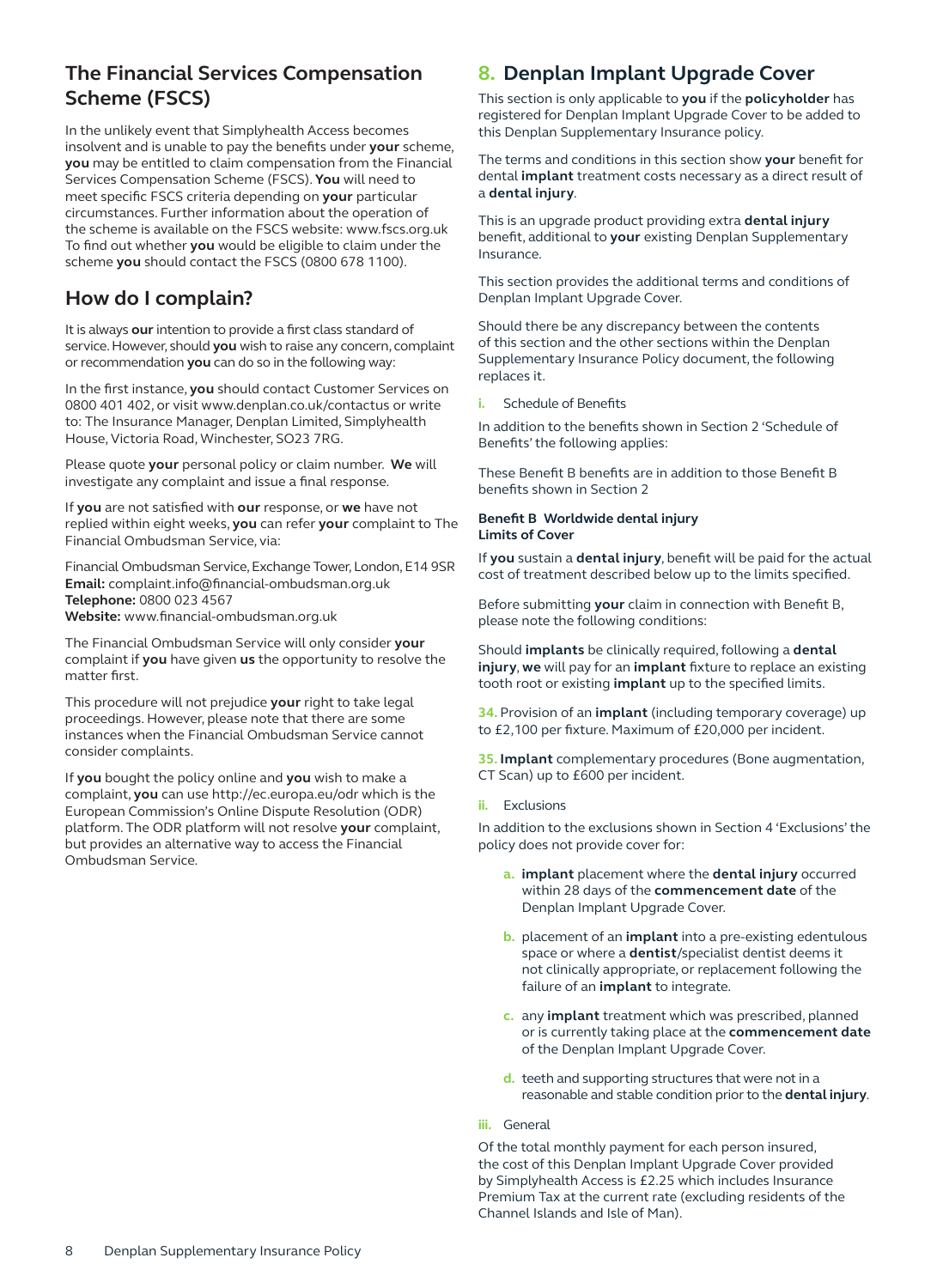## The Financial Services Compensation Scheme (FSCS)

In the unlikely event that Simplyhealth Access becomes insolvent and is unable to pay the benefits under **your** scheme, **you** may be entitled to claim compensation from the Financial Services Compensation Scheme (FSCS). **You** will need to meet specific FSCS criteria depending on **your** particular circumstances. Further information about the operation of the scheme is available on the FSCS website: www.fscs.org.uk To find out whether **you** would be eligible to claim under the scheme **you** should contact the FSCS (0800 678 1100).

## How do I complain?

It is always **our** intention to provide a first class standard of service. However, should **you** wish to raise any concern, complaint or recommendation **you** can do so in the following way:

In the first instance, **you** should contact Customer Services on 0800 401 402, or visit www.denplan.co.uk/contactus or write to: The Insurance Manager, Denplan Limited, Simplyhealth House, Victoria Road, Winchester, SO23 7RG.

Please quote **your** personal policy or claim number. **We** will investigate any complaint and issue a final response.

If **you** are not satisfied with **our** response, or **we** have not replied within eight weeks, **you** can refer **your** complaint to The Financial Ombudsman Service, via:

Financial Ombudsman Service, Exchange Tower, London, E14 9SR
**Email:** complaint.info@financial-ombudsman.org.uk
**Telephone:** 0800 023 4567
**Website:** www.financial-ombudsman.org.uk

The Financial Ombudsman Service will only consider **your** complaint if **you** have given **us** the opportunity to resolve the matter first.

This procedure will not prejudice **your** right to take legal proceedings. However, please note that there are some instances when the Financial Ombudsman Service cannot consider complaints.

If **you** bought the policy online and **you** wish to make a complaint, **you** can use http://ec.europa.eu/odr which is the European Commission's Online Dispute Resolution (ODR) platform. The ODR platform will not resolve **your** complaint, but provides an alternative way to access the Financial Ombudsman Service.

## 8. Denplan Implant Upgrade Cover

This section is only applicable to **you** if the **policyholder** has registered for Denplan Implant Upgrade Cover to be added to this Denplan Supplementary Insurance policy.

The terms and conditions in this section show **your** benefit for dental **implant** treatment costs necessary as a direct result of a **dental injury**.

This is an upgrade product providing extra **dental injury** benefit, additional to **your** existing Denplan Supplementary Insurance.

This section provides the additional terms and conditions of Denplan Implant Upgrade Cover.

Should there be any discrepancy between the contents of this section and the other sections within the Denplan Supplementary Insurance Policy document, the following replaces it.

i. Schedule of Benefits

In addition to the benefits shown in Section 2 'Schedule of Benefits' the following applies:

These Benefit B benefits are in addition to those Benefit B benefits shown in Section 2

**Benefit B Worldwide dental injury**
**Limits of Cover**

If **you** sustain a **dental injury**, benefit will be paid for the actual cost of treatment described below up to the limits specified.

Before submitting **your** claim in connection with Benefit B, please note the following conditions:

Should **implants** be clinically required, following a **dental injury**, **we** will pay for an **implant** fixture to replace an existing tooth root or existing **implant** up to the specified limits.

**34.** Provision of an **implant** (including temporary coverage) up to £2,100 per fixture. Maximum of £20,000 per incident.

**35.** **Implant** complementary procedures (Bone augmentation, CT Scan) up to £600 per incident.

ii. Exclusions

In addition to the exclusions shown in Section 4 'Exclusions' the policy does not provide cover for:

a. **implant** placement where the **dental injury** occurred within 28 days of the **commencement date** of the Denplan Implant Upgrade Cover.

b. placement of an **implant** into a pre-existing edentulous space or where a **dentist**/specialist dentist deems it not clinically appropriate, or replacement following the failure of an **implant** to integrate.

c. any **implant** treatment which was prescribed, planned or is currently taking place at the **commencement date** of the Denplan Implant Upgrade Cover.

d. teeth and supporting structures that were not in a reasonable and stable condition prior to the **dental injury**.

iii. General

Of the total monthly payment for each person insured, the cost of this Denplan Implant Upgrade Cover provided by Simplyhealth Access is £2.25 which includes Insurance Premium Tax at the current rate (excluding residents of the Channel Islands and Isle of Man).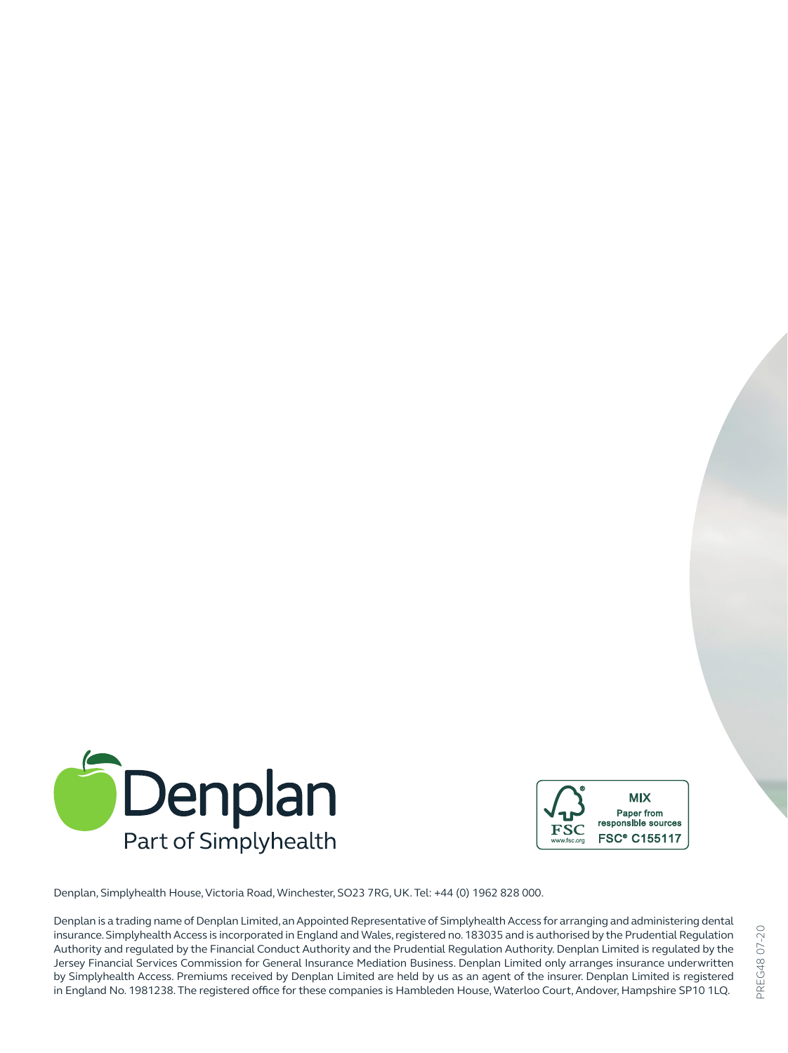Denplan

Part of Simplyhealth

MIX

Paper from responsible sources

FSC® C155117

Denplan, Simplyhealth House, Victoria Road, Winchester, SO23 7RG, UK. Tel: +44 (0) 1962 828 000.

Denplan is a trading name of Denplan Limited, an Appointed Representative of Simplyhealth Access for arranging and administering dental insurance. Simplyhealth Access is incorporated in England and Wales, registered no. 183035 and is authorised by the Prudential Regulation Authority and regulated by the Financial Conduct Authority and the Prudential Regulation Authority. Denplan Limited is regulated by the Jersey Financial Services Commission for General Insurance Mediation Business. Denplan Limited only arranges insurance underwritten by Simplyhealth Access. Premiums received by Denplan Limited are held by us as an agent of the insurer. Denplan Limited is registered in England No. 1981238. The registered office for these companies is Hambleden House, Waterloo Court, Andover, Hampshire SP10 1LQ.

PREG48 07-20